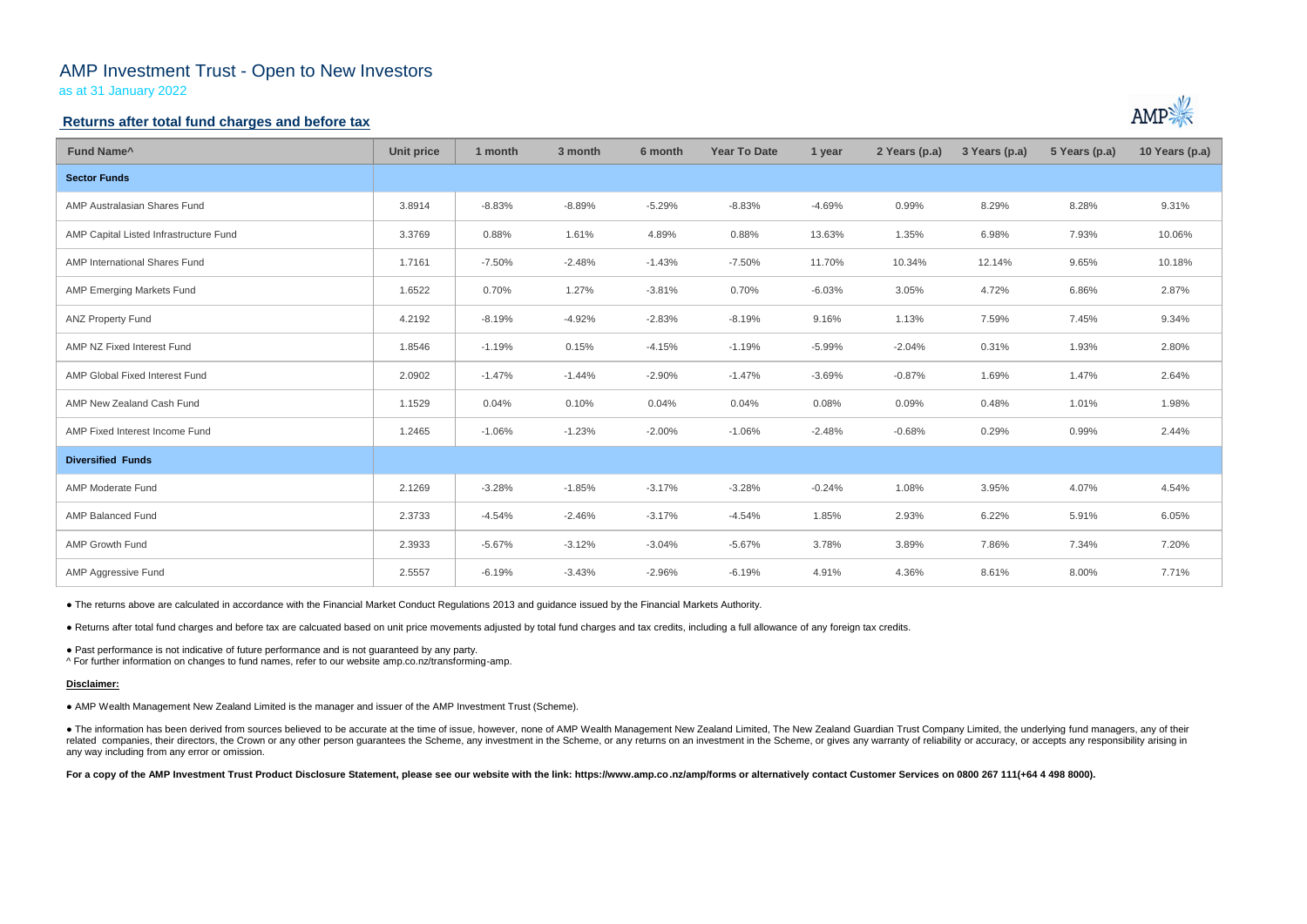# AMP Investment Trust - Open to New Investors

as at 31 January 2022

## Returns after total fund charges and before tax

| Fund Name^ | Unit price | 1 month | 3 month | 6 month | Year To Date | 1 year | 2 Years (p.a) | 3 Years (p.a) | 5 Years (p.a) | 10 Years (p.a) |
|---|---|---|---|---|---|---|---|---|---|---|
| **Sector Funds** | | | | | | | | | | |
| AMP Australasian Shares Fund | 3.8914 | -8.83% | -8.89% | -5.29% | -8.83% | -4.69% | 0.99% | 8.29% | 8.28% | 9.31% |
| AMP Capital Listed Infrastructure Fund | 3.3769 | 0.88% | 1.61% | 4.89% | 0.88% | 13.63% | 1.35% | 6.98% | 7.93% | 10.06% |
| AMP International Shares Fund | 1.7161 | -7.50% | -2.48% | -1.43% | -7.50% | 11.70% | 10.34% | 12.14% | 9.65% | 10.18% |
| AMP Emerging Markets Fund | 1.6522 | 0.70% | 1.27% | -3.81% | 0.70% | -6.03% | 3.05% | 4.72% | 6.86% | 2.87% |
| ANZ Property Fund | 4.2192 | -8.19% | -4.92% | -2.83% | -8.19% | 9.16% | 1.13% | 7.59% | 7.45% | 9.34% |
| AMP NZ Fixed Interest Fund | 1.8546 | -1.19% | 0.15% | -4.15% | -1.19% | -5.99% | -2.04% | 0.31% | 1.93% | 2.80% |
| AMP Global Fixed Interest Fund | 2.0902 | -1.47% | -1.44% | -2.90% | -1.47% | -3.69% | -0.87% | 1.69% | 1.47% | 2.64% |
| AMP New Zealand Cash Fund | 1.1529 | 0.04% | 0.10% | 0.04% | 0.04% | 0.08% | 0.09% | 0.48% | 1.01% | 1.98% |
| AMP Fixed Interest Income Fund | 1.2465 | -1.06% | -1.23% | -2.00% | -1.06% | -2.48% | -0.68% | 0.29% | 0.99% | 2.44% |
| **Diversified Funds** | | | | | | | | | | |
| AMP Moderate Fund | 2.1269 | -3.28% | -1.85% | -3.17% | -3.28% | -0.24% | 1.08% | 3.95% | 4.07% | 4.54% |
| AMP Balanced Fund | 2.3733 | -4.54% | -2.46% | -3.17% | -4.54% | 1.85% | 2.93% | 6.22% | 5.91% | 6.05% |
| AMP Growth Fund | 2.3933 | -5.67% | -3.12% | -3.04% | -5.67% | 3.78% | 3.89% | 7.86% | 7.34% | 7.20% |
| AMP Aggressive Fund | 2.5557 | -6.19% | -3.43% | -2.96% | -6.19% | 4.91% | 4.36% | 8.61% | 8.00% | 7.71% |

● The returns above are calculated in accordance with the Financial Market Conduct Regulations 2013 and guidance issued by the Financial Markets Authority.

● Returns after total fund charges and before tax are calcuated based on unit price movements adjusted by total fund charges and tax credits, including a full allowance of any foreign tax credits.

● Past performance is not indicative of future performance and is not guaranteed by any party.

^ For further information on changes to fund names, refer to our website amp.co.nz/transforming-amp.

**Disclaimer:**

● AMP Wealth Management New Zealand Limited is the manager and issuer of the AMP Investment Trust (Scheme).

● The information has been derived from sources believed to be accurate at the time of issue, however, none of AMP Wealth Management New Zealand Limited, The New Zealand Guardian Trust Company Limited, the underlying fund managers, any of their related companies, their directors, the Crown or any other person guarantees the Scheme, any investment in the Scheme, or any returns on an investment in the Scheme, or gives any warranty of reliability or accuracy, or accepts any responsibility arising in any way including from any error or omission.

**For a copy of the AMP Investment Trust Product Disclosure Statement, please see our website with the link: https://www.amp.co.nz/amp/forms or alternatively contact Customer Services on 0800 267 111(+64 4 498 8000).**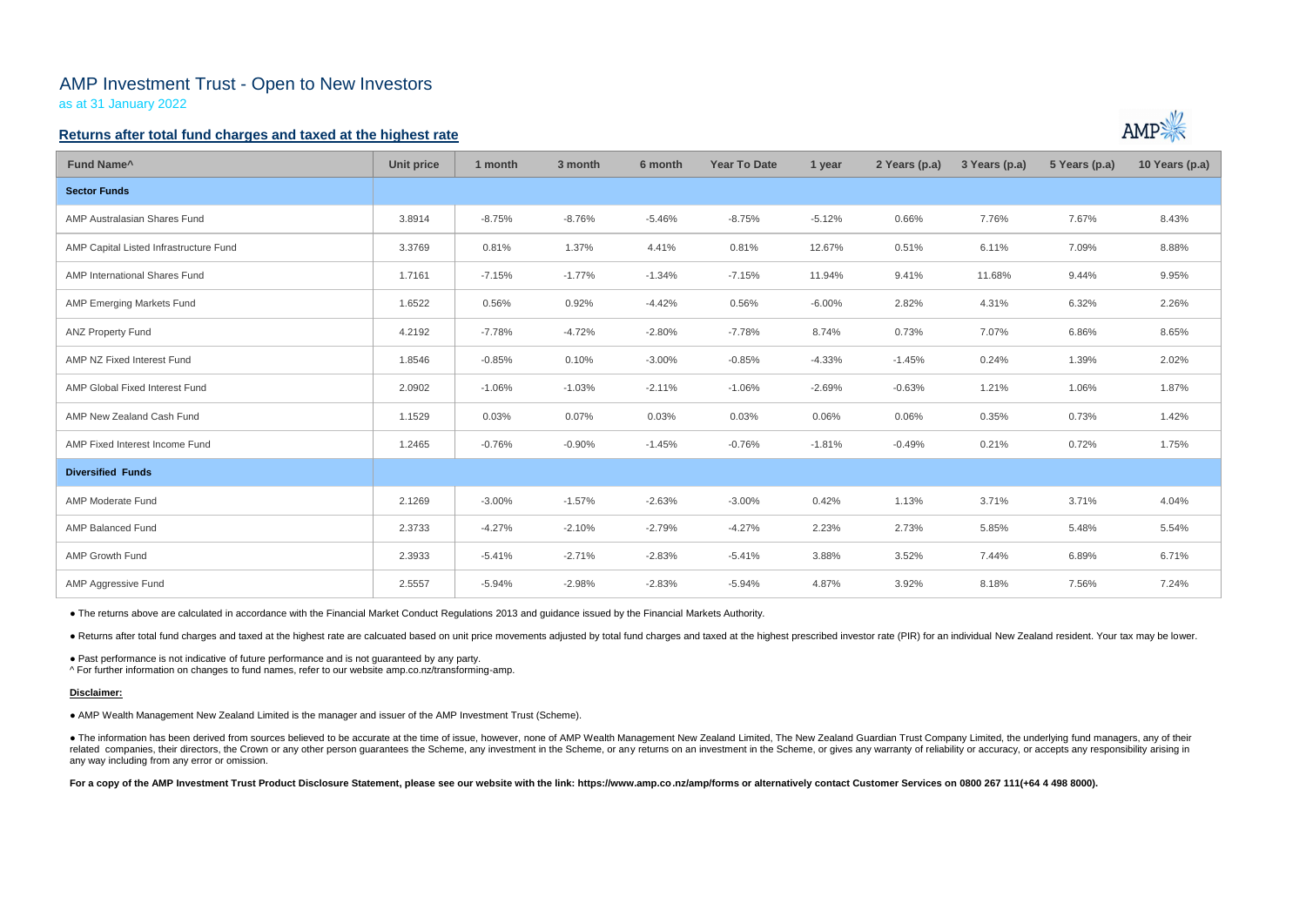# AMP Investment Trust - Open to New Investors

as at 31 January 2022

## Returns after total fund charges and taxed at the highest rate

| Fund Name^ | Unit price | 1 month | 3 month | 6 month | Year To Date | 1 year | 2 Years (p.a) | 3 Years (p.a) | 5 Years (p.a) | 10 Years (p.a) |
|---|---|---|---|---|---|---|---|---|---|---|
| **Sector Funds** | | | | | | | | | | |
| AMP Australasian Shares Fund | 3.8914 | -8.75% | -8.76% | -5.46% | -8.75% | -5.12% | 0.66% | 7.76% | 7.67% | 8.43% |
| AMP Capital Listed Infrastructure Fund | 3.3769 | 0.81% | 1.37% | 4.41% | 0.81% | 12.67% | 0.51% | 6.11% | 7.09% | 8.88% |
| AMP International Shares Fund | 1.7161 | -7.15% | -1.77% | -1.34% | -7.15% | 11.94% | 9.41% | 11.68% | 9.44% | 9.95% |
| AMP Emerging Markets Fund | 1.6522 | 0.56% | 0.92% | -4.42% | 0.56% | -6.00% | 2.82% | 4.31% | 6.32% | 2.26% |
| ANZ Property Fund | 4.2192 | -7.78% | -4.72% | -2.80% | -7.78% | 8.74% | 0.73% | 7.07% | 6.86% | 8.65% |
| AMP NZ Fixed Interest Fund | 1.8546 | -0.85% | 0.10% | -3.00% | -0.85% | -4.33% | -1.45% | 0.24% | 1.39% | 2.02% |
| AMP Global Fixed Interest Fund | 2.0902 | -1.06% | -1.03% | -2.11% | -1.06% | -2.69% | -0.63% | 1.21% | 1.06% | 1.87% |
| AMP New Zealand Cash Fund | 1.1529 | 0.03% | 0.07% | 0.03% | 0.03% | 0.06% | 0.06% | 0.35% | 0.73% | 1.42% |
| AMP Fixed Interest Income Fund | 1.2465 | -0.76% | -0.90% | -1.45% | -0.76% | -1.81% | -0.49% | 0.21% | 0.72% | 1.75% |
| **Diversified Funds** | | | | | | | | | | |
| AMP Moderate Fund | 2.1269 | -3.00% | -1.57% | -2.63% | -3.00% | 0.42% | 1.13% | 3.71% | 3.71% | 4.04% |
| AMP Balanced Fund | 2.3733 | -4.27% | -2.10% | -2.79% | -4.27% | 2.23% | 2.73% | 5.85% | 5.48% | 5.54% |
| AMP Growth Fund | 2.3933 | -5.41% | -2.71% | -2.83% | -5.41% | 3.88% | 3.52% | 7.44% | 6.89% | 6.71% |
| AMP Aggressive Fund | 2.5557 | -5.94% | -2.98% | -2.83% | -5.94% | 4.87% | 3.92% | 8.18% | 7.56% | 7.24% |

● The returns above are calculated in accordance with the Financial Market Conduct Regulations 2013 and guidance issued by the Financial Markets Authority.

● Returns after total fund charges and taxed at the highest rate are calcuated based on unit price movements adjusted by total fund charges and taxed at the highest prescribed investor rate (PIR) for an individual New Zealand resident. Your tax may be lower.

● Past performance is not indicative of future performance and is not guaranteed by any party.

^ For further information on changes to fund names, refer to our website amp.co.nz/transforming-amp.

**Disclaimer:**

● AMP Wealth Management New Zealand Limited is the manager and issuer of the AMP Investment Trust (Scheme).

● The information has been derived from sources believed to be accurate at the time of issue, however, none of AMP Wealth Management New Zealand Limited, The New Zealand Guardian Trust Company Limited, the underlying fund managers, any of their related companies, their directors, the Crown or any other person guarantees the Scheme, any investment in the Scheme, or any returns on an investment in the Scheme, or gives any warranty of reliability or accuracy, or accepts any responsibility arising in any way including from any error or omission.

**For a copy of the AMP Investment Trust Product Disclosure Statement, please see our website with the link: https://www.amp.co.nz/amp/forms or alternatively contact Customer Services on 0800 267 111(+64 4 498 8000).**